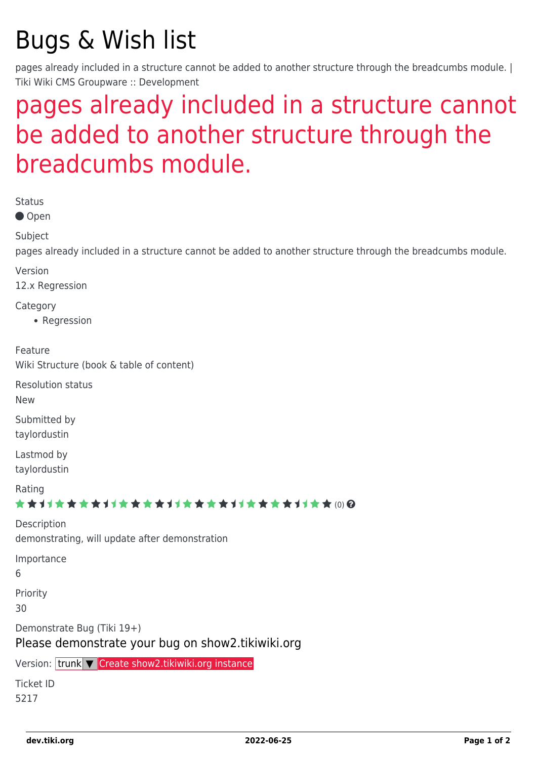# Bugs & Wish list

pages already included in a structure cannot be added to another structure through the breadcumbs module. | Tiki Wiki CMS Groupware :: Development

## pages already included in a structure cannot be added to another structure through the breadcumbs module.

Status

● Open

Subject

pages already included in a structure cannot be added to another structure through the breadcumbs module.

Version

12.x Regression

Category

- Regression

Feature

Wiki Structure (book & table of content)

Resolution status

New

Submitted by

taylordustin

Lastmod by

taylordustin

Rating

★★★★★★★★★★★★★★★★★★★★★★★★★★★★★★★★★★★★★★★★★★★★★★★★★★ (0)

Description

demonstrating, will update after demonstration

Importance

6

Priority

30

Demonstrate Bug (Tiki 19+)

Please demonstrate your bug on show2.tikiwiki.org

Version: trunk ▼ Create show2.tikiwiki.org instance

Ticket ID

5217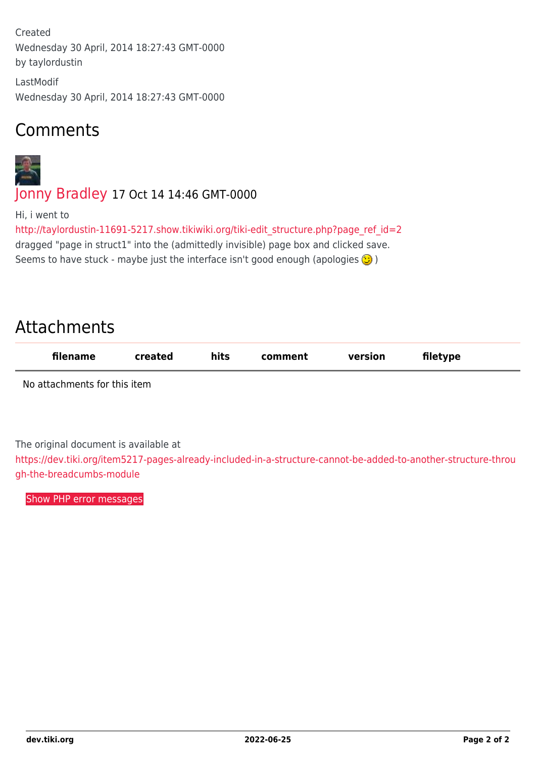Created
Wednesday 30 April, 2014 18:27:43 GMT-0000
by taylordustin

LastModif
Wednesday 30 April, 2014 18:27:43 GMT-0000

## Comments

Jonny Bradley 17 Oct 14 14:46 GMT-0000

Hi, i went to http://taylordustin-11691-5217.show.tikiwiki.org/tiki-edit_structure.php?page_ref_id=2 dragged "page in struct1" into the (admittedly invisible) page box and clicked save. Seems to have stuck - maybe just the interface isn't good enough (apologies 😉 )

## Attachments

| filename | created | hits | comment | version | filetype |
|---|---|---|---|---|---|
| No attachments for this item | | | | | |

The original document is available at https://dev.tiki.org/item5217-pages-already-included-in-a-structure-cannot-be-added-to-another-structure-through-the-breadcumbs-module

Show PHP error messages